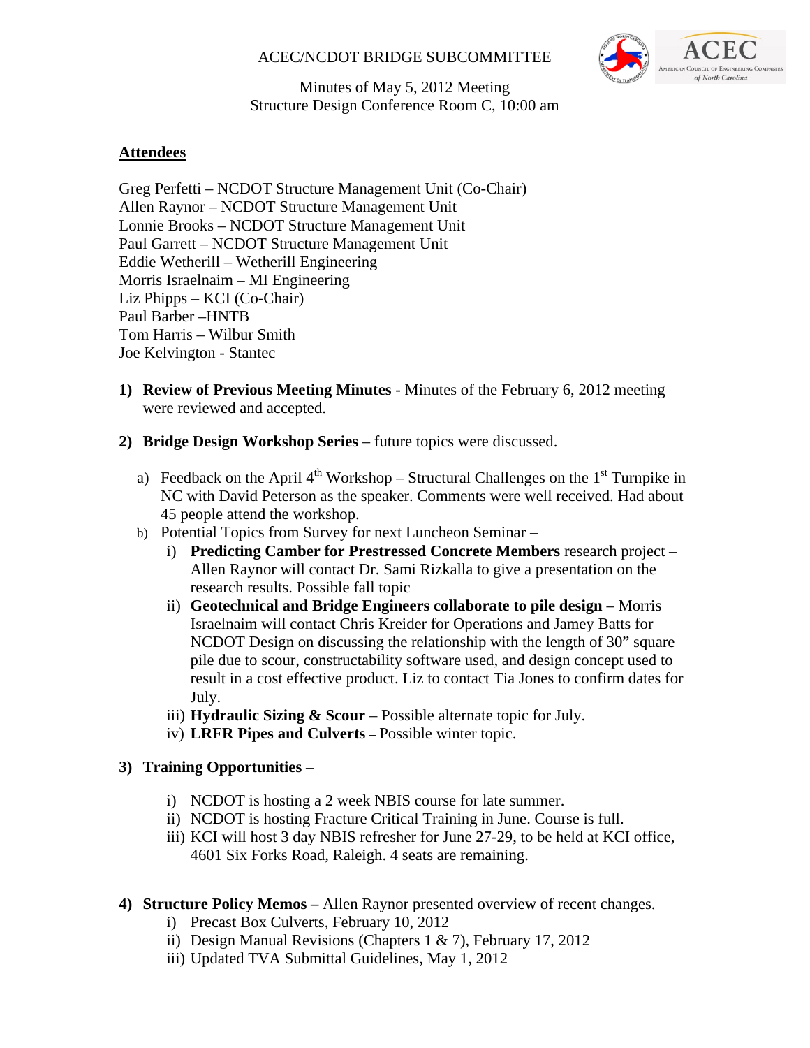# ACEC/NCDOT BRIDGE SUBCOMMITTEE

Minutes of May 5, 2012 Meeting
Structure Design Conference Room C, 10:00 am

## Attendees

Greg Perfetti – NCDOT Structure Management Unit (Co-Chair)
Allen Raynor – NCDOT Structure Management Unit
Lonnie Brooks – NCDOT Structure Management Unit
Paul Garrett – NCDOT Structure Management Unit
Eddie Wetherill – Wetherill Engineering
Morris Israelnaim – MI Engineering
Liz Phipps – KCI (Co-Chair)
Paul Barber –HNTB
Tom Harris – Wilbur Smith
Joe Kelvington - Stantec

1) **Review of Previous Meeting Minutes** - Minutes of the February 6, 2012 meeting were reviewed and accepted.

2) **Bridge Design Workshop Series** – future topics were discussed.

   a) Feedback on the April 4th Workshop – Structural Challenges on the 1st Turnpike in NC with David Peterson as the speaker. Comments were well received. Had about 45 people attend the workshop.

   b) Potential Topics from Survey for next Luncheon Seminar –

      i) **Predicting Camber for Prestressed Concrete Members** research project – Allen Raynor will contact Dr. Sami Rizkalla to give a presentation on the research results. Possible fall topic

      ii) **Geotechnical and Bridge Engineers collaborate to pile design** – Morris Israelnaim will contact Chris Kreider for Operations and Jamey Batts for NCDOT Design on discussing the relationship with the length of 30" square pile due to scour, constructability software used, and design concept used to result in a cost effective product. Liz to contact Tia Jones to confirm dates for July.

      iii) **Hydraulic Sizing & Scour** – Possible alternate topic for July.

      iv) **LRFR Pipes and Culverts** – Possible winter topic.

3) **Training Opportunities** –

   i) NCDOT is hosting a 2 week NBIS course for late summer.

   ii) NCDOT is hosting Fracture Critical Training in June. Course is full.

   iii) KCI will host 3 day NBIS refresher for June 27-29, to be held at KCI office, 4601 Six Forks Road, Raleigh. 4 seats are remaining.

4) **Structure Policy Memos –** Allen Raynor presented overview of recent changes.

   i) Precast Box Culverts, February 10, 2012

   ii) Design Manual Revisions (Chapters 1 & 7), February 17, 2012

   iii) Updated TVA Submittal Guidelines, May 1, 2012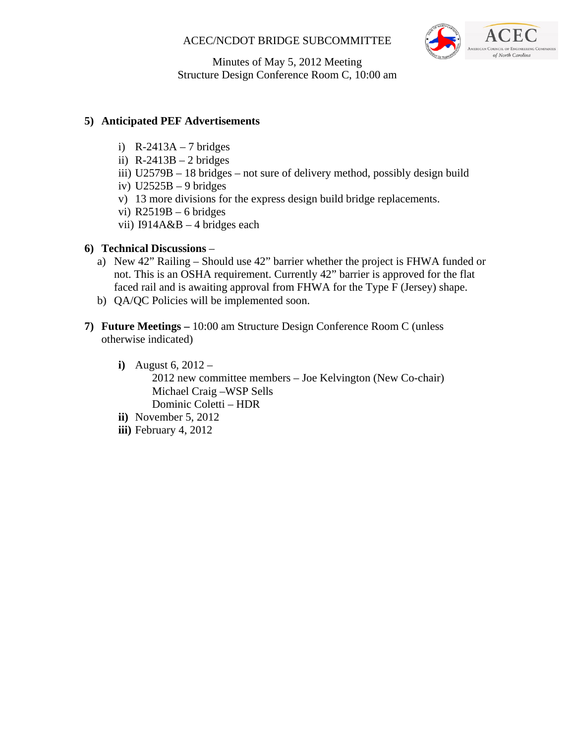ACEC/NCDOT BRIDGE SUBCOMMITTEE

Minutes of May 5, 2012 Meeting
Structure Design Conference Room C, 10:00 am

**5) Anticipated PEF Advertisements**

- i) R-2413A – 7 bridges
- ii) R-2413B – 2 bridges
- iii) U2579B – 18 bridges – not sure of delivery method, possibly design build
- iv) U2525B – 9 bridges
- v) 13 more divisions for the express design build bridge replacements.
- vi) R2519B – 6 bridges
- vii) I914A&B – 4 bridges each

**6) Technical Discussions** –

- a) New 42" Railing – Should use 42" barrier whether the project is FHWA funded or not. This is an OSHA requirement. Currently 42" barrier is approved for the flat faced rail and is awaiting approval from FHWA for the Type F (Jersey) shape.
- b) QA/QC Policies will be implemented soon.

**7) Future Meetings –** 10:00 am Structure Design Conference Room C (unless otherwise indicated)

- **i)** August 6, 2012 –
  2012 new committee members – Joe Kelvington (New Co-chair)
  Michael Craig –WSP Sells
  Dominic Coletti – HDR
- **ii)** November 5, 2012
- **iii)** February 4, 2012